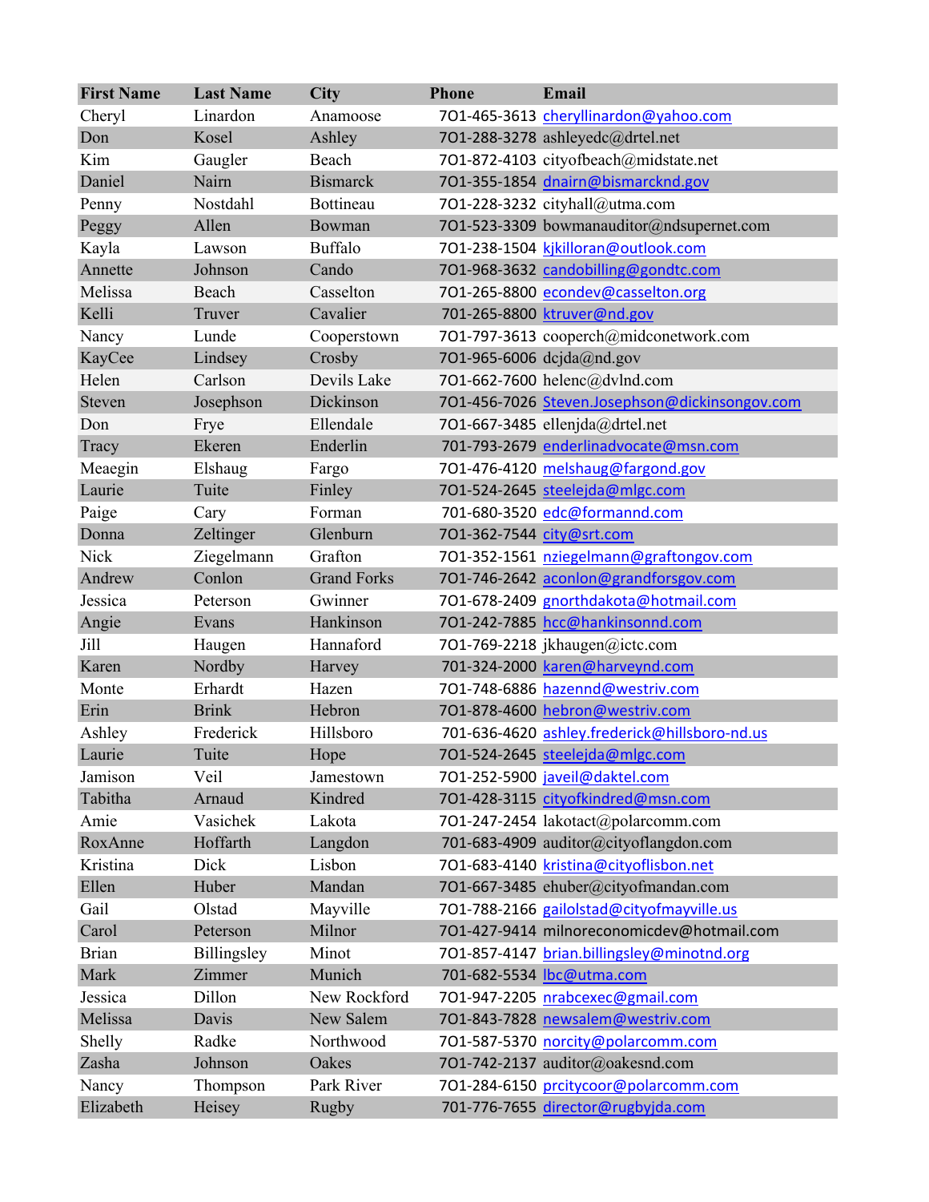| First Name | Last Name | City | Phone | Email |
|---|---|---|---|---|
| Cheryl | Linardon | Anamoose | 701-465-3613 | cheryllinardon@yahoo.com |
| Don | Kosel | Ashley | 701-288-3278 | ashleyedc@drtel.net |
| Kim | Gaugler | Beach | 701-872-4103 | cityofbeach@midstate.net |
| Daniel | Nairn | Bismarck | 701-355-1854 | dnairn@bismarcknd.gov |
| Penny | Nostdahl | Bottineau | 701-228-3232 | cityhall@utma.com |
| Peggy | Allen | Bowman | 701-523-3309 | bowmanauditor@ndsupernet.com |
| Kayla | Lawson | Buffalo | 701-238-1504 | kjkilloran@outlook.com |
| Annette | Johnson | Cando | 701-968-3632 | candobilling@gondtc.com |
| Melissa | Beach | Casselton | 701-265-8800 | econdev@casselton.org |
| Kelli | Truver | Cavalier | 701-265-8800 | ktruver@nd.gov |
| Nancy | Lunde | Cooperstown | 701-797-3613 | cooperch@midconetwork.com |
| KayCee | Lindsey | Crosby | 701-965-6006 | dcjda@nd.gov |
| Helen | Carlson | Devils Lake | 701-662-7600 | helenc@dvlnd.com |
| Steven | Josephson | Dickinson | 701-456-7026 | Steven.Josephson@dickinsongov.com |
| Don | Frye | Ellendale | 701-667-3485 | ellenjda@drtel.net |
| Tracy | Ekeren | Enderlin | 701-793-2679 | enderlinadvocate@msn.com |
| Meaegin | Elshaug | Fargo | 701-476-4120 | melshaug@fargond.gov |
| Laurie | Tuite | Finley | 701-524-2645 | steelejda@mlgc.com |
| Paige | Cary | Forman | 701-680-3520 | edc@formannd.com |
| Donna | Zeltinger | Glenburn | 701-362-7544 | city@srt.com |
| Nick | Ziegelmann | Grafton | 701-352-1561 | nziegelmann@graftongov.com |
| Andrew | Conlon | Grand Forks | 701-746-2642 | aconlon@grandforsgov.com |
| Jessica | Peterson | Gwinner | 701-678-2409 | gnorthdakota@hotmail.com |
| Angie | Evans | Hankinson | 701-242-7885 | hcc@hankinsonnd.com |
| Jill | Haugen | Hannaford | 701-769-2218 | jkhaugen@ictc.com |
| Karen | Nordby | Harvey | 701-324-2000 | karen@harveynd.com |
| Monte | Erhardt | Hazen | 701-748-6886 | hazennd@westriv.com |
| Erin | Brink | Hebron | 701-878-4600 | hebron@westriv.com |
| Ashley | Frederick | Hillsboro | 701-636-4620 | ashley.frederick@hillsboro-nd.us |
| Laurie | Tuite | Hope | 701-524-2645 | steelejda@mlgc.com |
| Jamison | Veil | Jamestown | 701-252-5900 | javeil@daktel.com |
| Tabitha | Arnaud | Kindred | 701-428-3115 | cityofkindred@msn.com |
| Amie | Vasichek | Lakota | 701-247-2454 | lakotact@polarcomm.com |
| RoxAnne | Hoffarth | Langdon | 701-683-4909 | auditor@cityoflangdon.com |
| Kristina | Dick | Lisbon | 701-683-4140 | kristina@cityoflisbon.net |
| Ellen | Huber | Mandan | 701-667-3485 | ehuber@cityofmandan.com |
| Gail | Olstad | Mayville | 701-788-2166 | gailolstad@cityofmayville.us |
| Carol | Peterson | Milnor | 701-427-9414 | milnoreconomicdev@hotmail.com |
| Brian | Billingsley | Minot | 701-857-4147 | brian.billingsley@minotnd.org |
| Mark | Zimmer | Munich | 701-682-5534 | lbc@utma.com |
| Jessica | Dillon | New Rockford | 701-947-2205 | nrabcexec@gmail.com |
| Melissa | Davis | New Salem | 701-843-7828 | newsalem@westriv.com |
| Shelly | Radke | Northwood | 701-587-5370 | norcity@polarcomm.com |
| Zasha | Johnson | Oakes | 701-742-2137 | auditor@oakesnd.com |
| Nancy | Thompson | Park River | 701-284-6150 | prcitycoor@polarcomm.com |
| Elizabeth | Heisey | Rugby | 701-776-7655 | director@rugbyjda.com |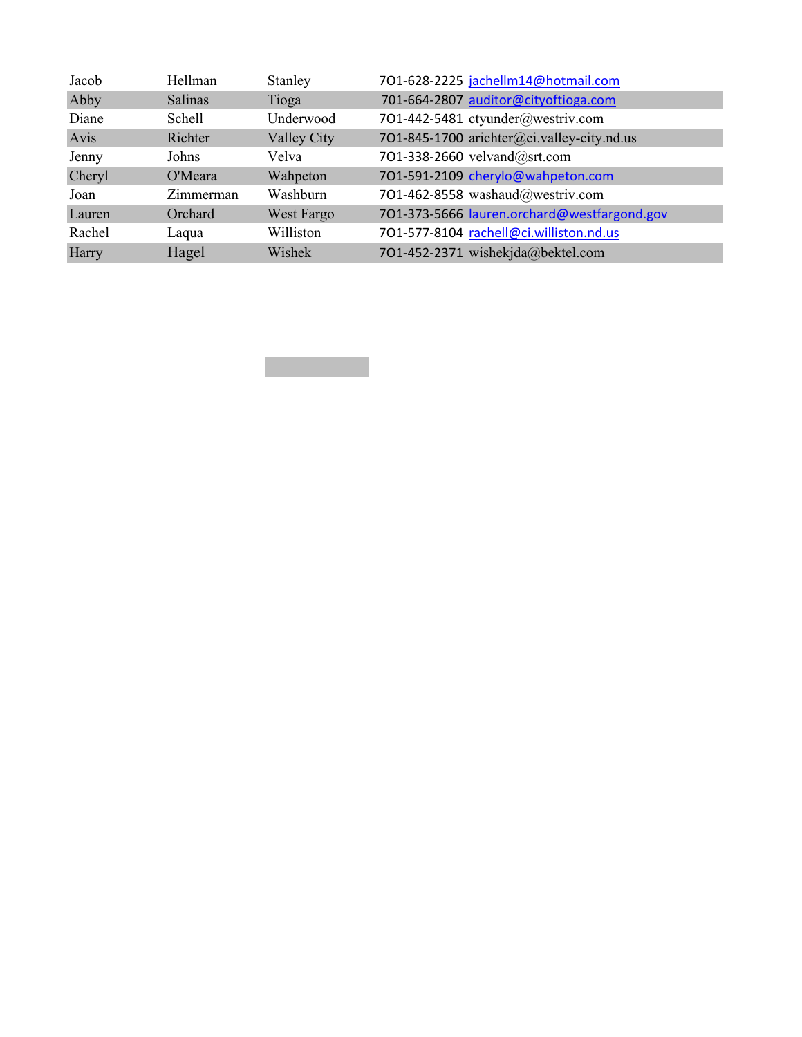| | | | | |
|---|---|---|---|---|
| Jacob | Hellman | Stanley | 701-628-2225 | jachellm14@hotmail.com |
| Abby | Salinas | Tioga | 701-664-2807 | auditor@cityoftioga.com |
| Diane | Schell | Underwood | 701-442-5481 | ctyunder@westriv.com |
| Avis | Richter | Valley City | 701-845-1700 | arichter@ci.valley-city.nd.us |
| Jenny | Johns | Velva | 701-338-2660 | velvand@srt.com |
| Cheryl | O'Meara | Wahpeton | 701-591-2109 | cherylo@wahpeton.com |
| Joan | Zimmerman | Washburn | 701-462-8558 | washaud@westriv.com |
| Lauren | Orchard | West Fargo | 701-373-5666 | lauren.orchard@westfargond.gov |
| Rachel | Laqua | Williston | 701-577-8104 | rachell@ci.williston.nd.us |
| Harry | Hagel | Wishek | 701-452-2371 | wishekjda@bektel.com |